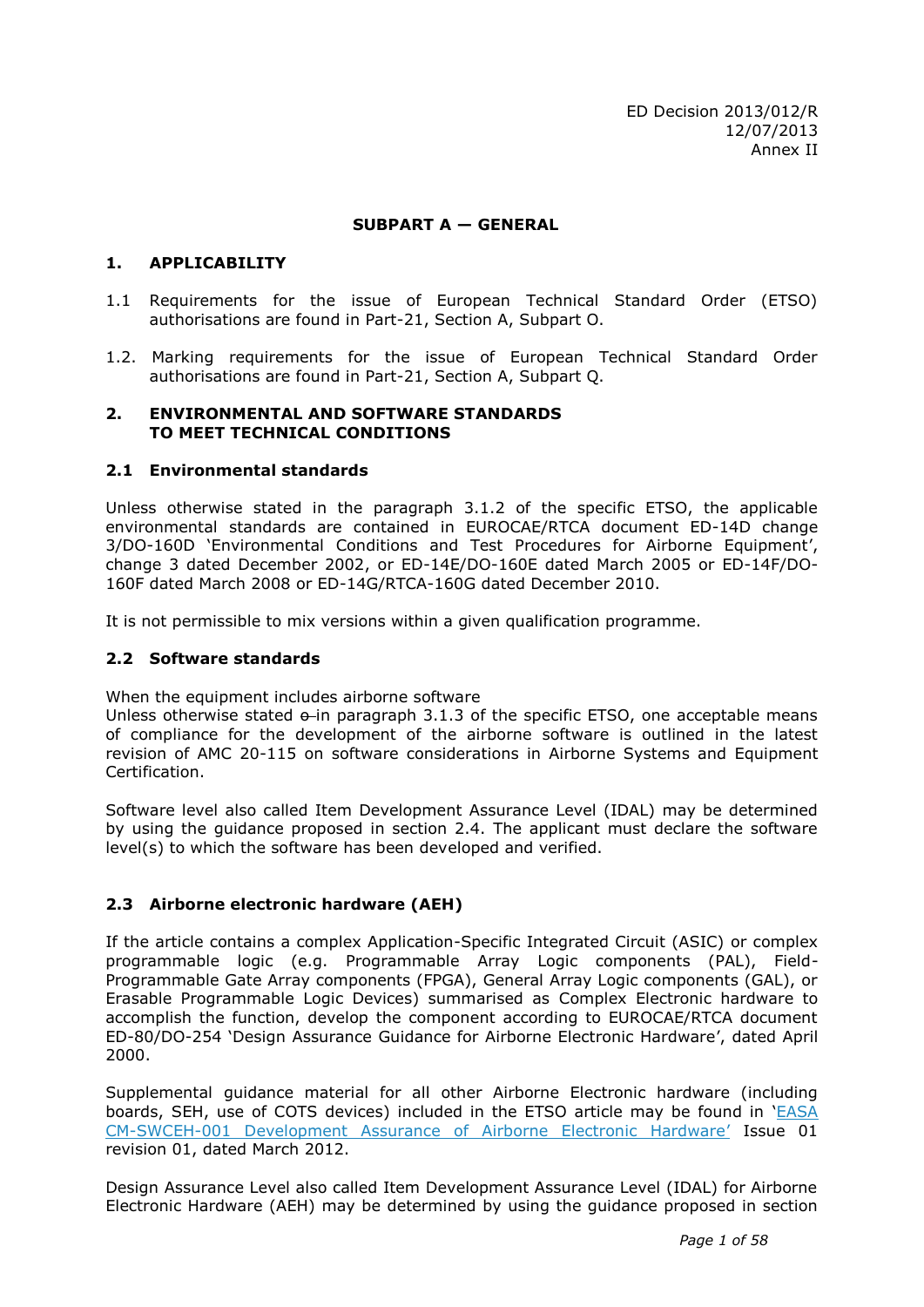ED Decision 2013/012/R
12/07/2013
Annex II

## SUBPART A — GENERAL

### 1. APPLICABILITY

1.1 Requirements for the issue of European Technical Standard Order (ETSO) authorisations are found in Part-21, Section A, Subpart O.

1.2. Marking requirements for the issue of European Technical Standard Order authorisations are found in Part-21, Section A, Subpart Q.

### 2. ENVIRONMENTAL AND SOFTWARE STANDARDS TO MEET TECHNICAL CONDITIONS

#### 2.1 Environmental standards

Unless otherwise stated in the paragraph 3.1.2 of the specific ETSO, the applicable environmental standards are contained in EUROCAE/RTCA document ED-14D change 3/DO-160D 'Environmental Conditions and Test Procedures for Airborne Equipment', change 3 dated December 2002, or ED-14E/DO-160E dated March 2005 or ED-14F/DO-160F dated March 2008 or ED-14G/RTCA-160G dated December 2010.

It is not permissible to mix versions within a given qualification programme.

#### 2.2 Software standards

When the equipment includes airborne software
Unless otherwise stated ~~o~~ in paragraph 3.1.3 of the specific ETSO, one acceptable means of compliance for the development of the airborne software is outlined in the latest revision of AMC 20-115 on software considerations in Airborne Systems and Equipment Certification.

Software level also called Item Development Assurance Level (IDAL) may be determined by using the guidance proposed in section 2.4. The applicant must declare the software level(s) to which the software has been developed and verified.

#### 2.3 Airborne electronic hardware (AEH)

If the article contains a complex Application-Specific Integrated Circuit (ASIC) or complex programmable logic (e.g. Programmable Array Logic components (PAL), Field-Programmable Gate Array components (FPGA), General Array Logic components (GAL), or Erasable Programmable Logic Devices) summarised as Complex Electronic hardware to accomplish the function, develop the component according to EUROCAE/RTCA document ED-80/DO-254 'Design Assurance Guidance for Airborne Electronic Hardware', dated April 2000.

Supplemental guidance material for all other Airborne Electronic hardware (including boards, SEH, use of COTS devices) included in the ETSO article may be found in 'EASA CM-SWCEH-001 Development Assurance of Airborne Electronic Hardware' Issue 01 revision 01, dated March 2012.

Design Assurance Level also called Item Development Assurance Level (IDAL) for Airborne Electronic Hardware (AEH) may be determined by using the guidance proposed in section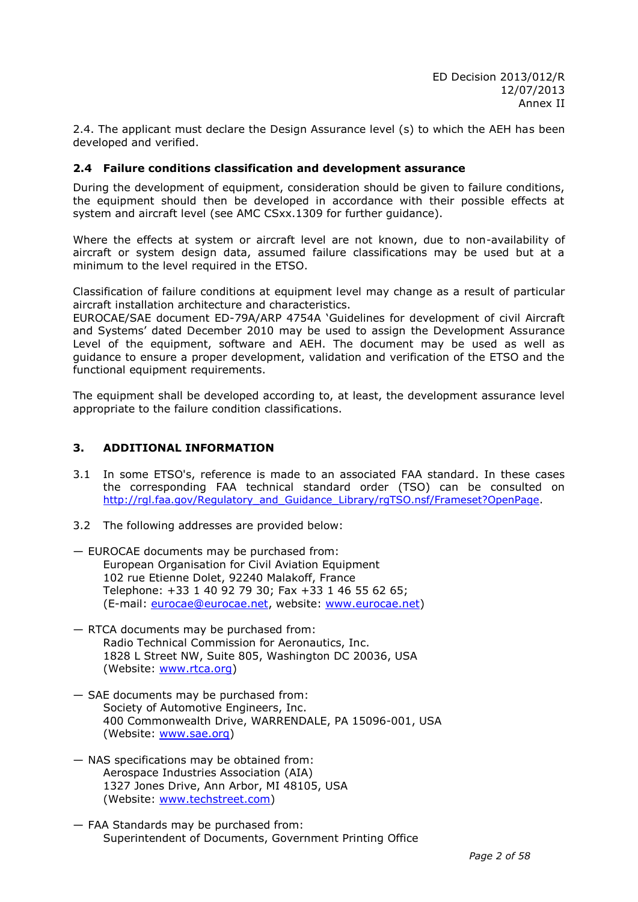2.4. The applicant must declare the Design Assurance level (s) to which the AEH has been developed and verified.

### 2.4 Failure conditions classification and development assurance

During the development of equipment, consideration should be given to failure conditions, the equipment should then be developed in accordance with their possible effects at system and aircraft level (see AMC CSxx.1309 for further guidance).

Where the effects at system or aircraft level are not known, due to non-availability of aircraft or system design data, assumed failure classifications may be used but at a minimum to the level required in the ETSO.

Classification of failure conditions at equipment level may change as a result of particular aircraft installation architecture and characteristics.
EUROCAE/SAE document ED-79A/ARP 4754A 'Guidelines for development of civil Aircraft and Systems' dated December 2010 may be used to assign the Development Assurance Level of the equipment, software and AEH. The document may be used as well as guidance to ensure a proper development, validation and verification of the ETSO and the functional equipment requirements.

The equipment shall be developed according to, at least, the development assurance level appropriate to the failure condition classifications.

## 3. ADDITIONAL INFORMATION

3.1 In some ETSO's, reference is made to an associated FAA standard. In these cases the corresponding FAA technical standard order (TSO) can be consulted on http://rgl.faa.gov/Regulatory_and_Guidance_Library/rgTSO.nsf/Frameset?OpenPage.

3.2 The following addresses are provided below:

— EUROCAE documents may be purchased from:
European Organisation for Civil Aviation Equipment
102 rue Etienne Dolet, 92240 Malakoff, France
Telephone: +33 1 40 92 79 30; Fax +33 1 46 55 62 65;
(E-mail: eurocae@eurocae.net, website: www.eurocae.net)

— RTCA documents may be purchased from:
Radio Technical Commission for Aeronautics, Inc.
1828 L Street NW, Suite 805, Washington DC 20036, USA
(Website: www.rtca.org)

— SAE documents may be purchased from:
Society of Automotive Engineers, Inc.
400 Commonwealth Drive, WARRENDALE, PA 15096-001, USA
(Website: www.sae.org)

— NAS specifications may be obtained from:
Aerospace Industries Association (AIA)
1327 Jones Drive, Ann Arbor, MI 48105, USA
(Website: www.techstreet.com)

— FAA Standards may be purchased from:
Superintendent of Documents, Government Printing Office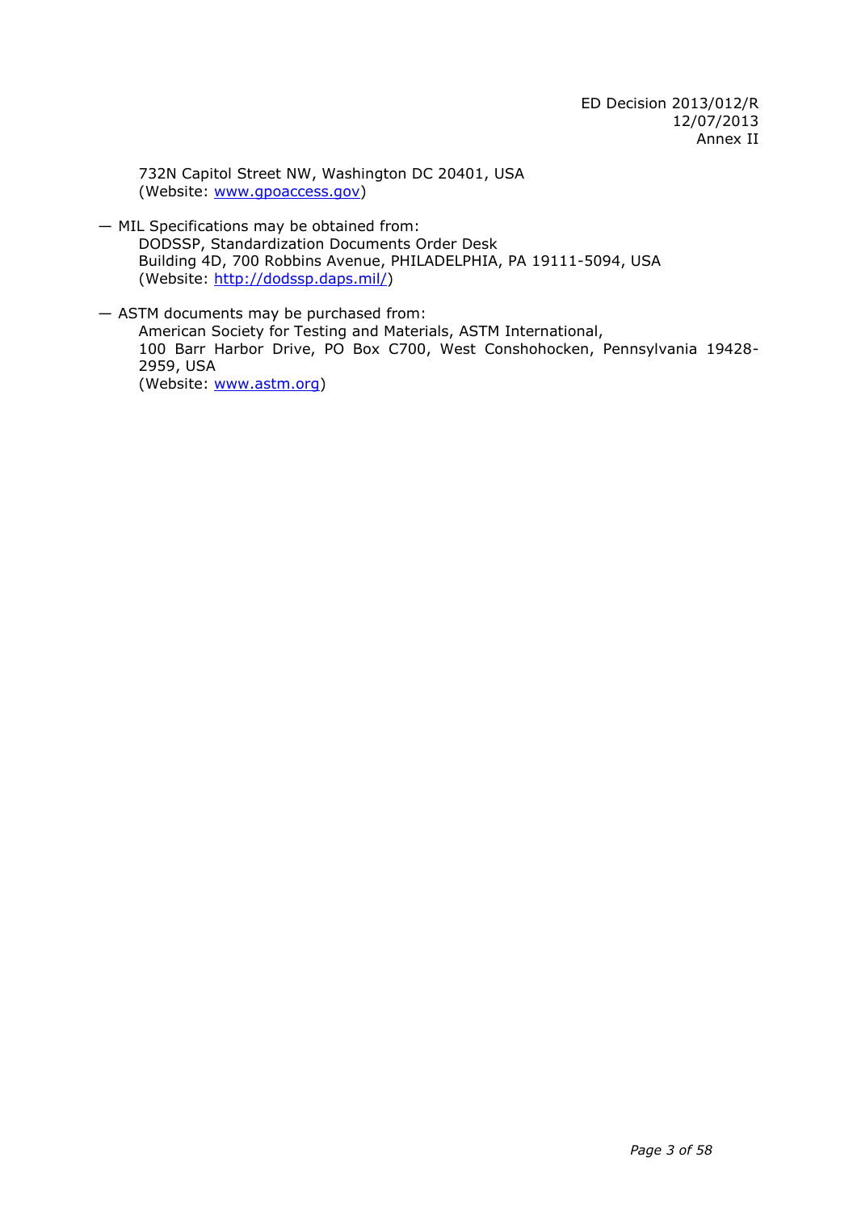732N Capitol Street NW, Washington DC 20401, USA
(Website: www.gpoaccess.gov)

— MIL Specifications may be obtained from:
DODSSP, Standardization Documents Order Desk
Building 4D, 700 Robbins Avenue, PHILADELPHIA, PA 19111-5094, USA
(Website: http://dodssp.daps.mil/)

— ASTM documents may be purchased from:
American Society for Testing and Materials, ASTM International,
100 Barr Harbor Drive, PO Box C700, West Conshohocken, Pennsylvania 19428-2959, USA
(Website: www.astm.org)